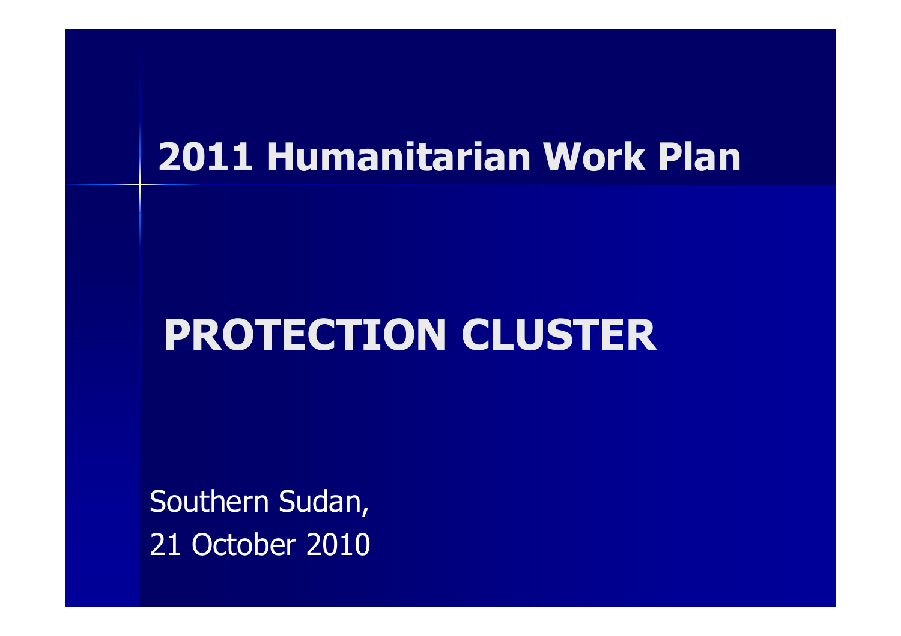# 2011 Humanitarian Work Plan

# PROTECTION CLUSTER

Southern Sudan,
21 October 2010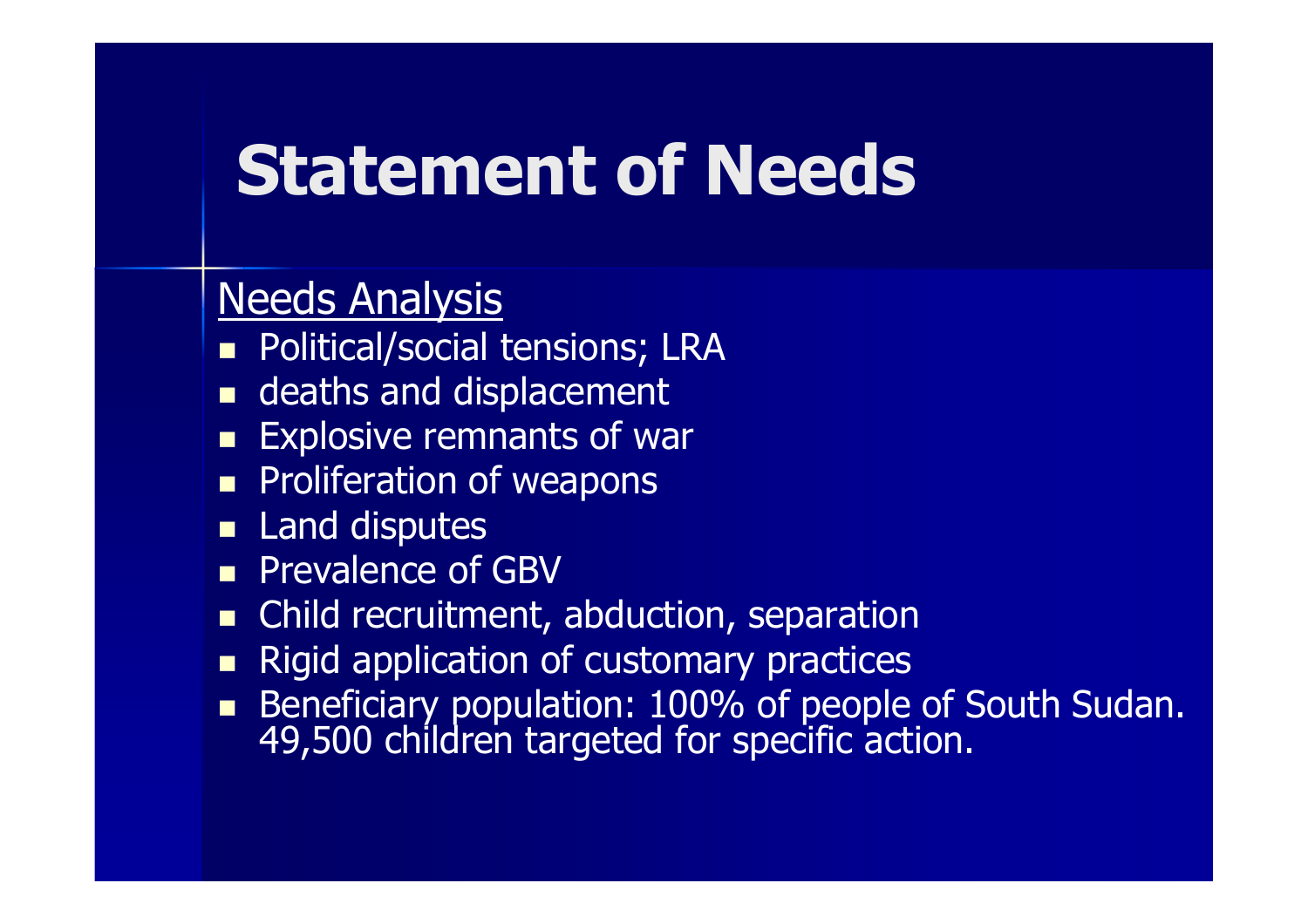# Statement of Needs

<u>Needs Analysis</u>

- Political/social tensions; LRA
- deaths and displacement
- Explosive remnants of war
- Proliferation of weapons
- Land disputes
- Prevalence of GBV
- Child recruitment, abduction, separation
- Rigid application of customary practices
- Beneficiary population: 100% of people of South Sudan. 49,500 children targeted for specific action.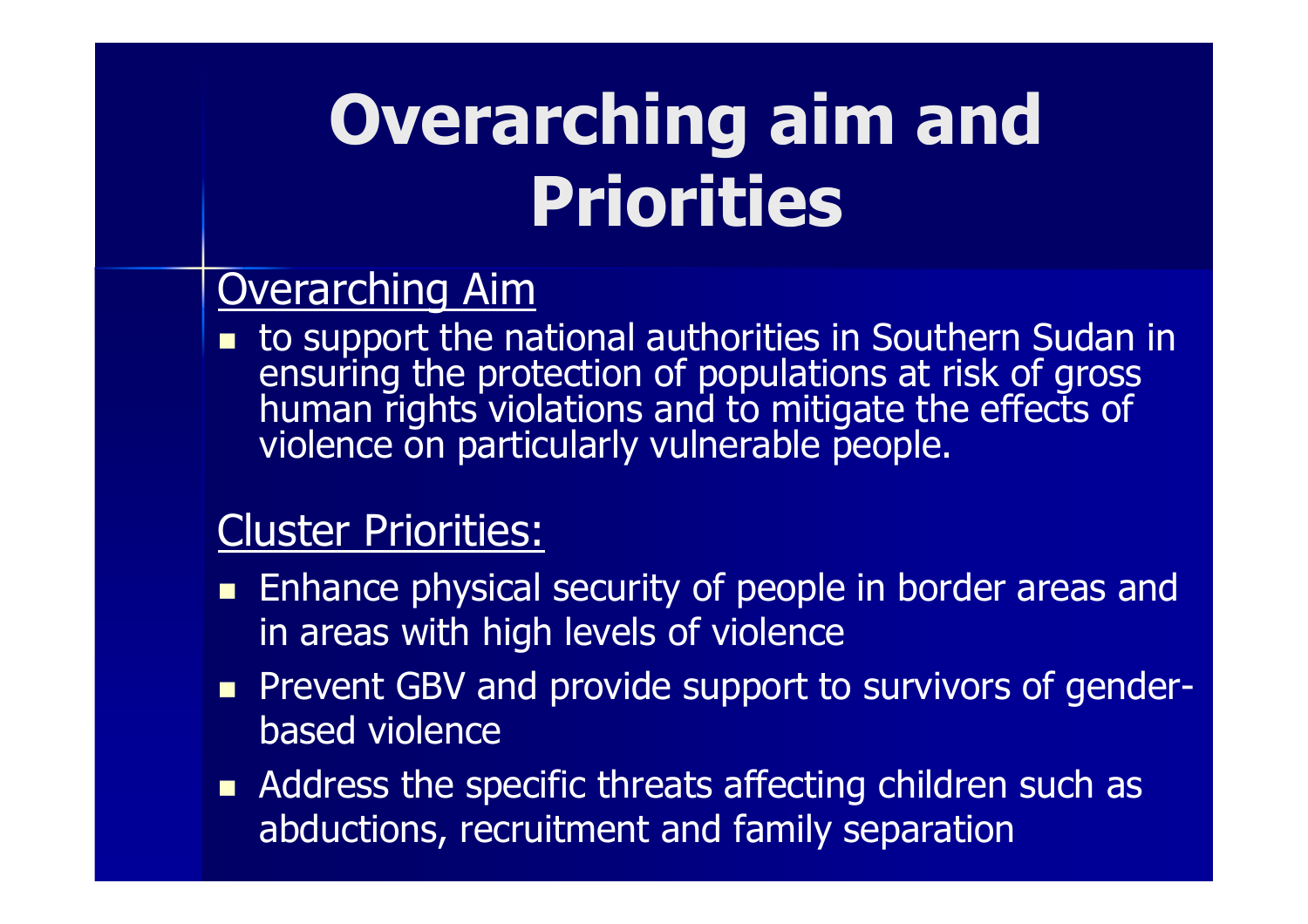# Overarching aim and Priorities

## Overarching Aim

- to support the national authorities in Southern Sudan in ensuring the protection of populations at risk of gross human rights violations and to mitigate the effects of violence on particularly vulnerable people.

## Cluster Priorities:

- Enhance physical security of people in border areas and in areas with high levels of violence
- Prevent GBV and provide support to survivors of gender-based violence
- Address the specific threats affecting children such as abductions, recruitment and family separation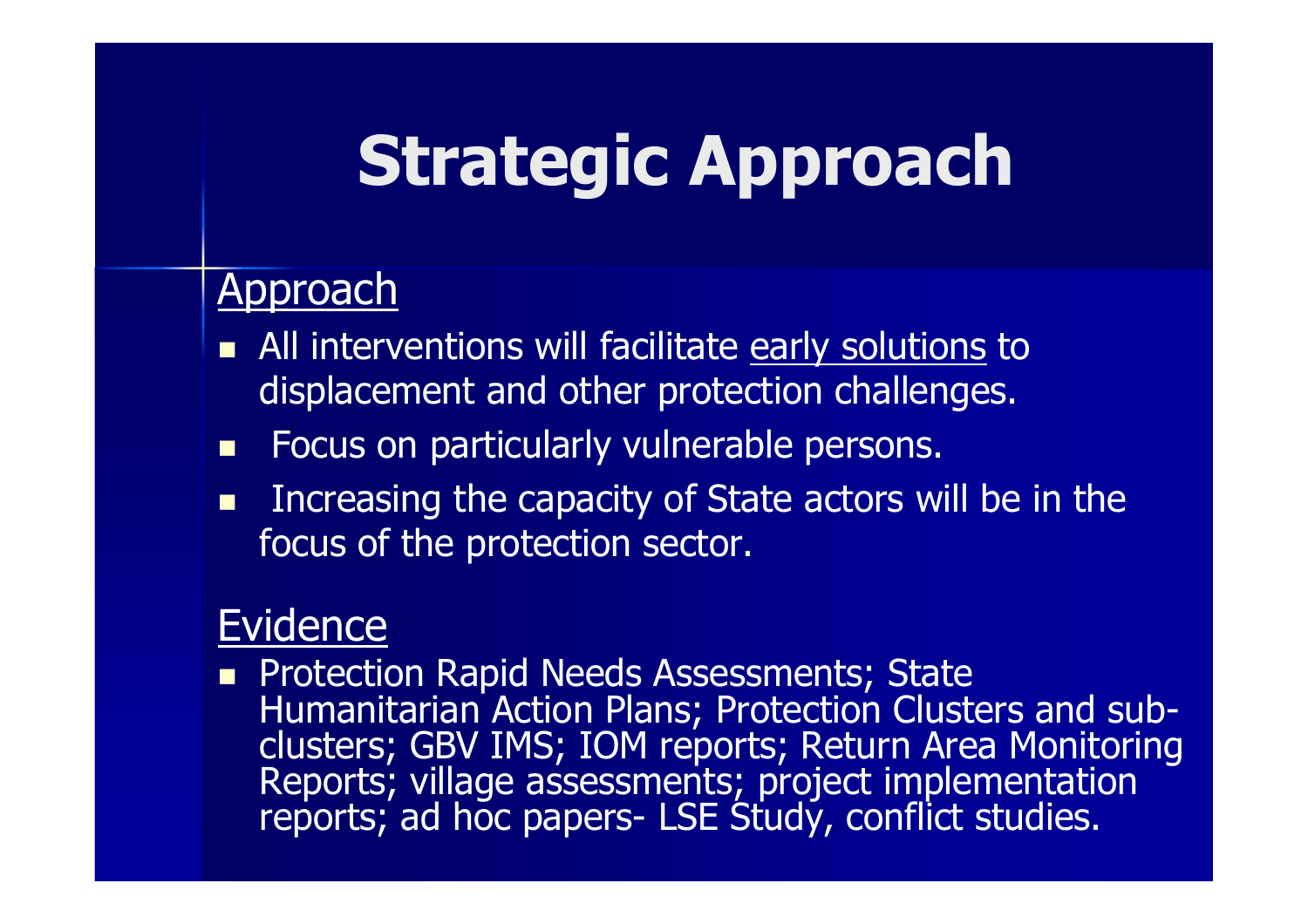# Strategic Approach

Approach

- All interventions will facilitate early solutions to displacement and other protection challenges.
- Focus on particularly vulnerable persons.
- Increasing the capacity of State actors will be in the focus of the protection sector.

Evidence

- Protection Rapid Needs Assessments; State Humanitarian Action Plans; Protection Clusters and sub-clusters; GBV IMS; IOM reports; Return Area Monitoring Reports; village assessments; project implementation reports; ad hoc papers- LSE Study, conflict studies.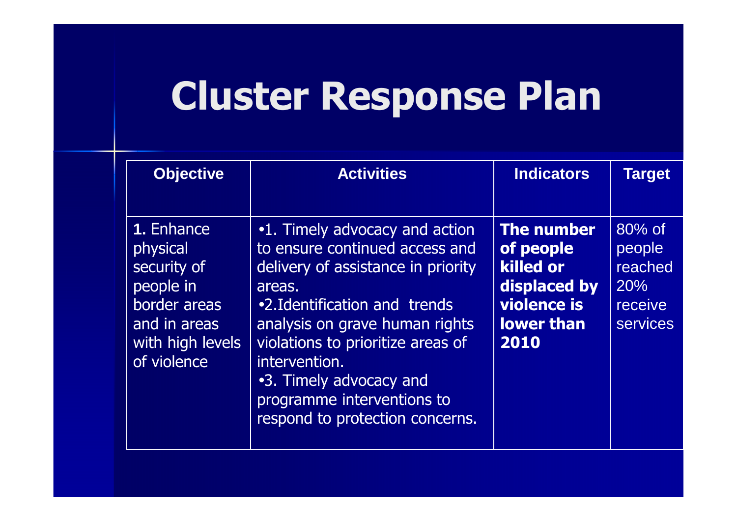# Cluster Response Plan

| Objective | Activities | Indicators | Target |
|---|---|---|---|
| **1.** Enhance physical security of people in border areas and in areas with high levels of violence | •1. Timely advocacy and action to ensure continued access and delivery of assistance in priority areas.<br>•2.Identification and trends analysis on grave human rights violations to prioritize areas of intervention.<br>•3. Timely advocacy and programme interventions to respond to protection concerns. | **The number of people killed or displaced by violence is lower than 2010** | 80% of people reached 20% receive services |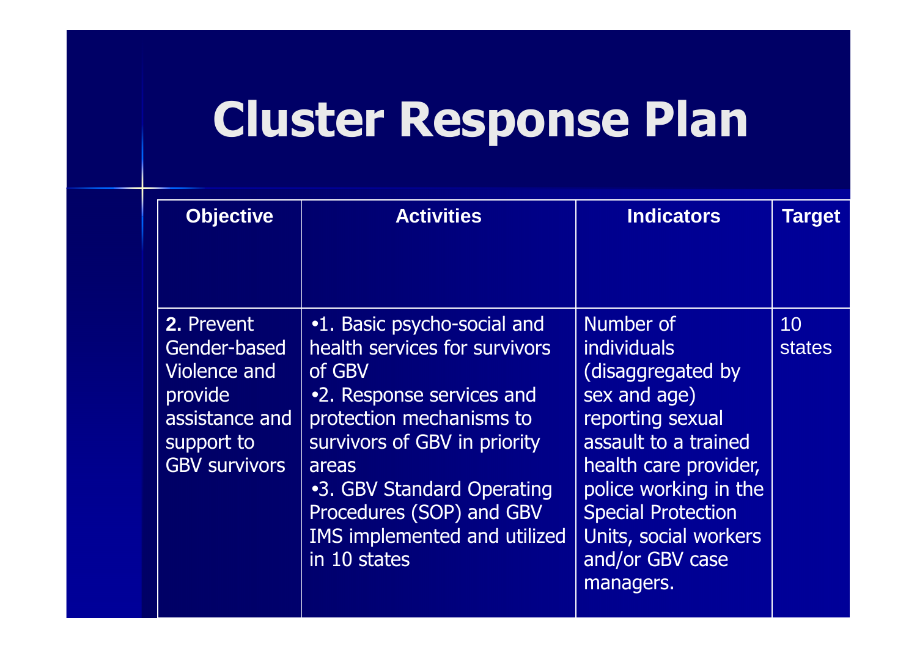# Cluster Response Plan

| Objective | Activities | Indicators | Target |
| --- | --- | --- | --- |
| **2.** Prevent Gender-based Violence and provide assistance and support to GBV survivors | •1. Basic psycho-social and health services for survivors of GBV<br>•2. Response services and protection mechanisms to survivors of GBV in priority areas<br>•3. GBV Standard Operating Procedures (SOP) and GBV IMS implemented and utilized in 10 states | Number of individuals (disaggregated by sex and age) reporting sexual assault to a trained health care provider, police working in the Special Protection Units, social workers and/or GBV case managers. | 10 states |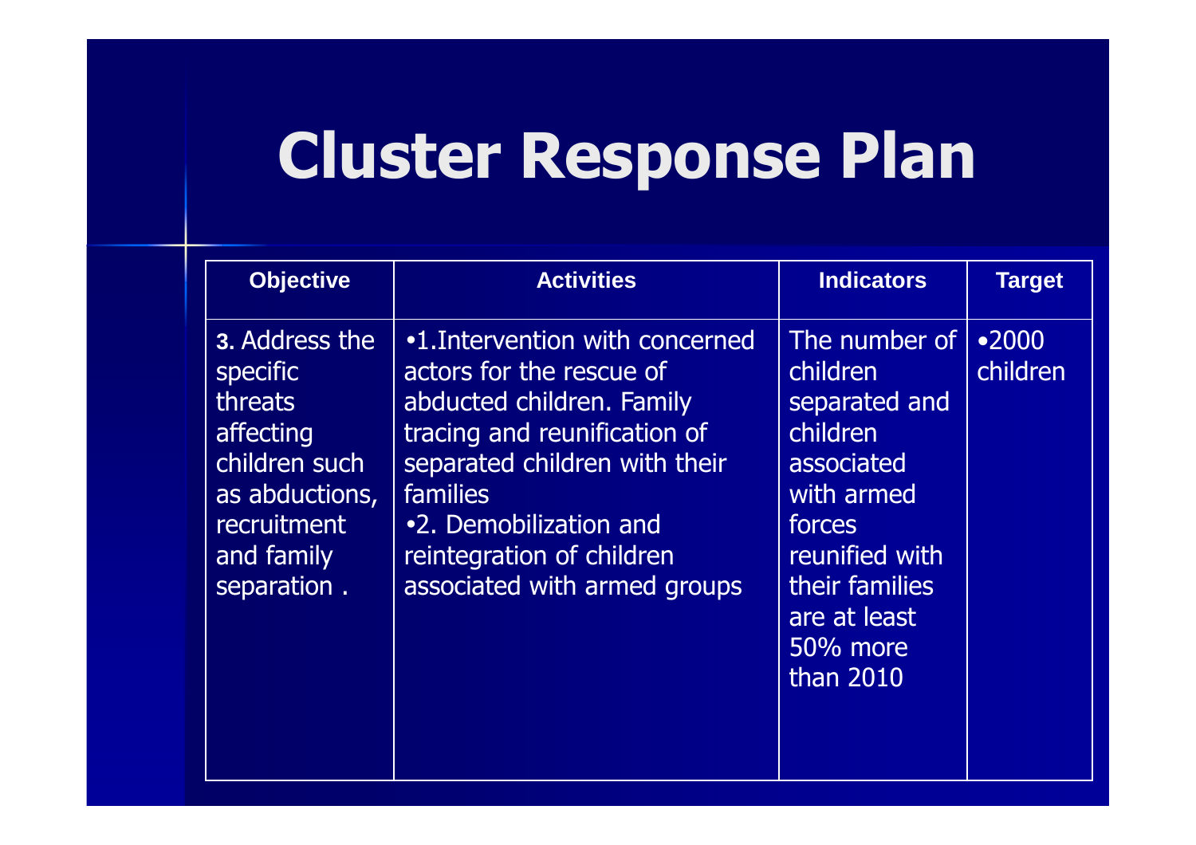# Cluster Response Plan

| Objective | Activities | Indicators | Target |
|---|---|---|---|
| **3.** Address the specific threats affecting children such as abductions, recruitment and family separation . | •1.Intervention with concerned actors for the rescue of abducted children. Family tracing and reunification of separated children with their families<br>•2. Demobilization and reintegration of children associated with armed groups | The number of children separated and children associated with armed forces reunified with their families are at least 50% more than 2010 | •2000 children |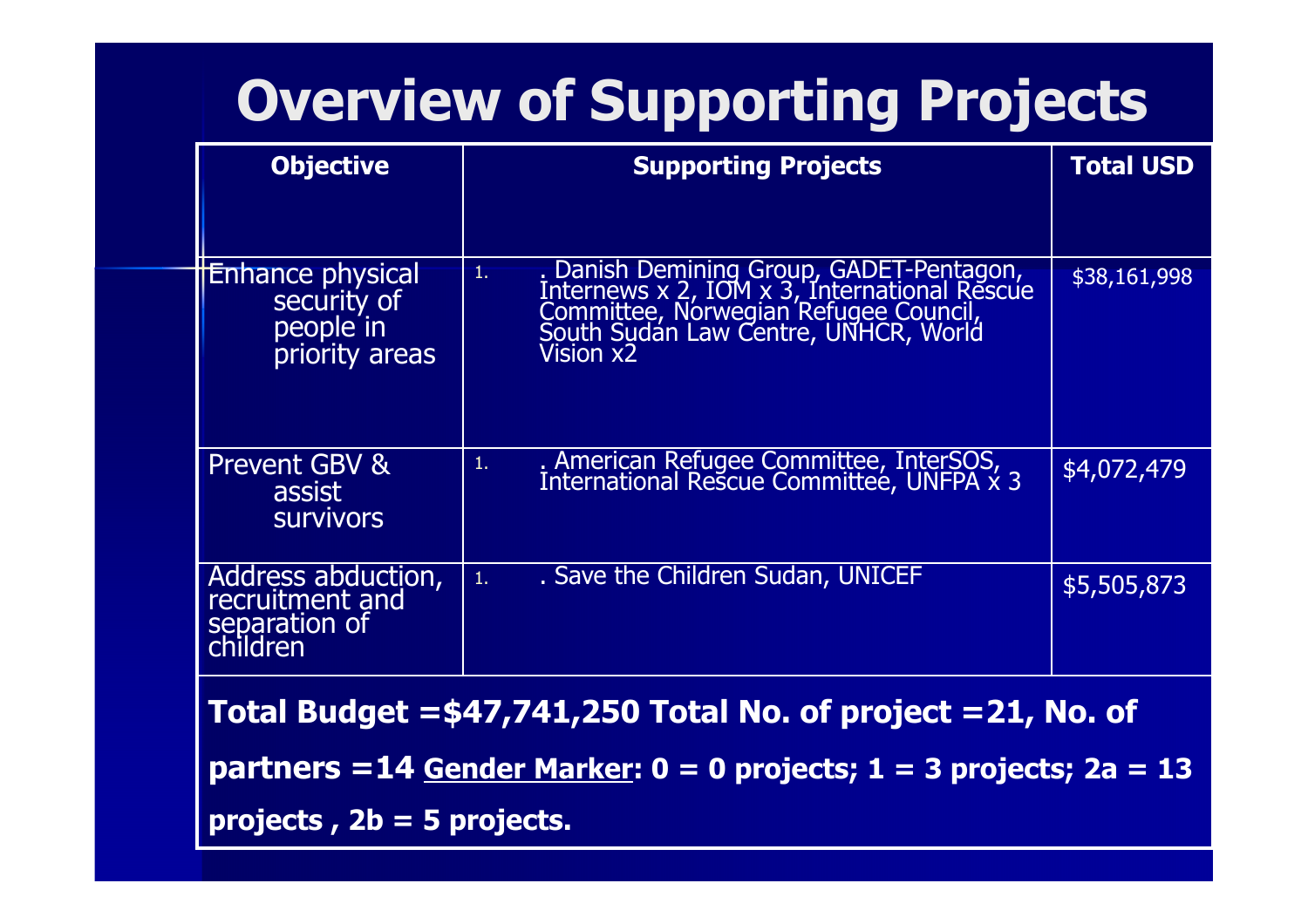# Overview of Supporting Projects

| Objective | Supporting Projects | Total USD |
|---|---|---|
| Enhance physical security of people in priority areas | 1. . Danish Demining Group, GADET-Pentagon, Internews x 2, IOM x 3, International Rescue Committee, Norwegian Refugee Council, South Sudan Law Centre, UNHCR, World Vision x2 | $38,161,998 |
| Prevent GBV & assist survivors | 1. . American Refugee Committee, InterSOS, International Rescue Committee, UNFPA x 3 | $4,072,479 |
| Address abduction, recruitment and separation of children | 1. . Save the Children Sudan, UNICEF | $5,505,873 |

**Total Budget =$47,741,250 Total No. of project =21, No. of partners =14 <u>Gender Marker</u>: 0 = 0 projects; 1 = 3 projects; 2a = 13 projects , 2b = 5 projects.**